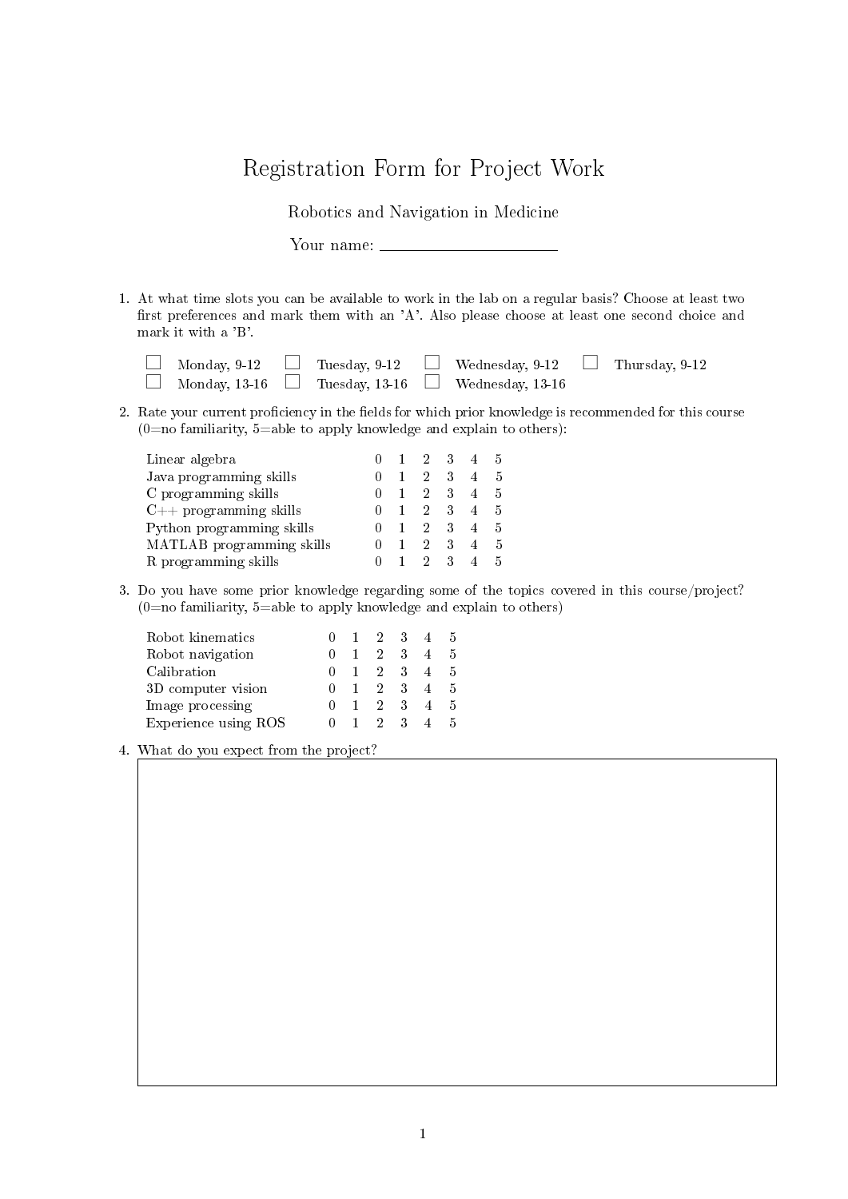# Registration Form for Project Work

Robotics and Navigation in Medicine

Your name: ____________________

1. At what time slots you can be available to work in the lab on a regular basis? Choose at least two first preferences and mark them with an 'A'. Also please choose at least one second choice and mark it with a 'B'.

   ☐ Monday, 9-12 ☐ Tuesday, 9-12 ☐ Wednesday, 9-12 ☐ Thursday, 9-12
   ☐ Monday, 13-16 ☐ Tuesday, 13-16 ☐ Wednesday, 13-16

2. Rate your current proficiency in the fields for which prior knowledge is recommended for this course (0=no familiarity, 5=able to apply knowledge and explain to others):

   | | | | | | | |
   |---|---|---|---|---|---|---|
   | Linear algebra | 0 | 1 | 2 | 3 | 4 | 5 |
   | Java programming skills | 0 | 1 | 2 | 3 | 4 | 5 |
   | C programming skills | 0 | 1 | 2 | 3 | 4 | 5 |
   | C++ programming skills | 0 | 1 | 2 | 3 | 4 | 5 |
   | Python programming skills | 0 | 1 | 2 | 3 | 4 | 5 |
   | MATLAB programming skills | 0 | 1 | 2 | 3 | 4 | 5 |
   | R programming skills | 0 | 1 | 2 | 3 | 4 | 5 |

3. Do you have some prior knowledge regarding some of the topics covered in this course/project? (0=no familiarity, 5=able to apply knowledge and explain to others)

   | | | | | | | |
   |---|---|---|---|---|---|---|
   | Robot kinematics | 0 | 1 | 2 | 3 | 4 | 5 |
   | Robot navigation | 0 | 1 | 2 | 3 | 4 | 5 |
   | Calibration | 0 | 1 | 2 | 3 | 4 | 5 |
   | 3D computer vision | 0 | 1 | 2 | 3 | 4 | 5 |
   | Image processing | 0 | 1 | 2 | 3 | 4 | 5 |
   | Experience using ROS | 0 | 1 | 2 | 3 | 4 | 5 |

4. What do you expect from the project?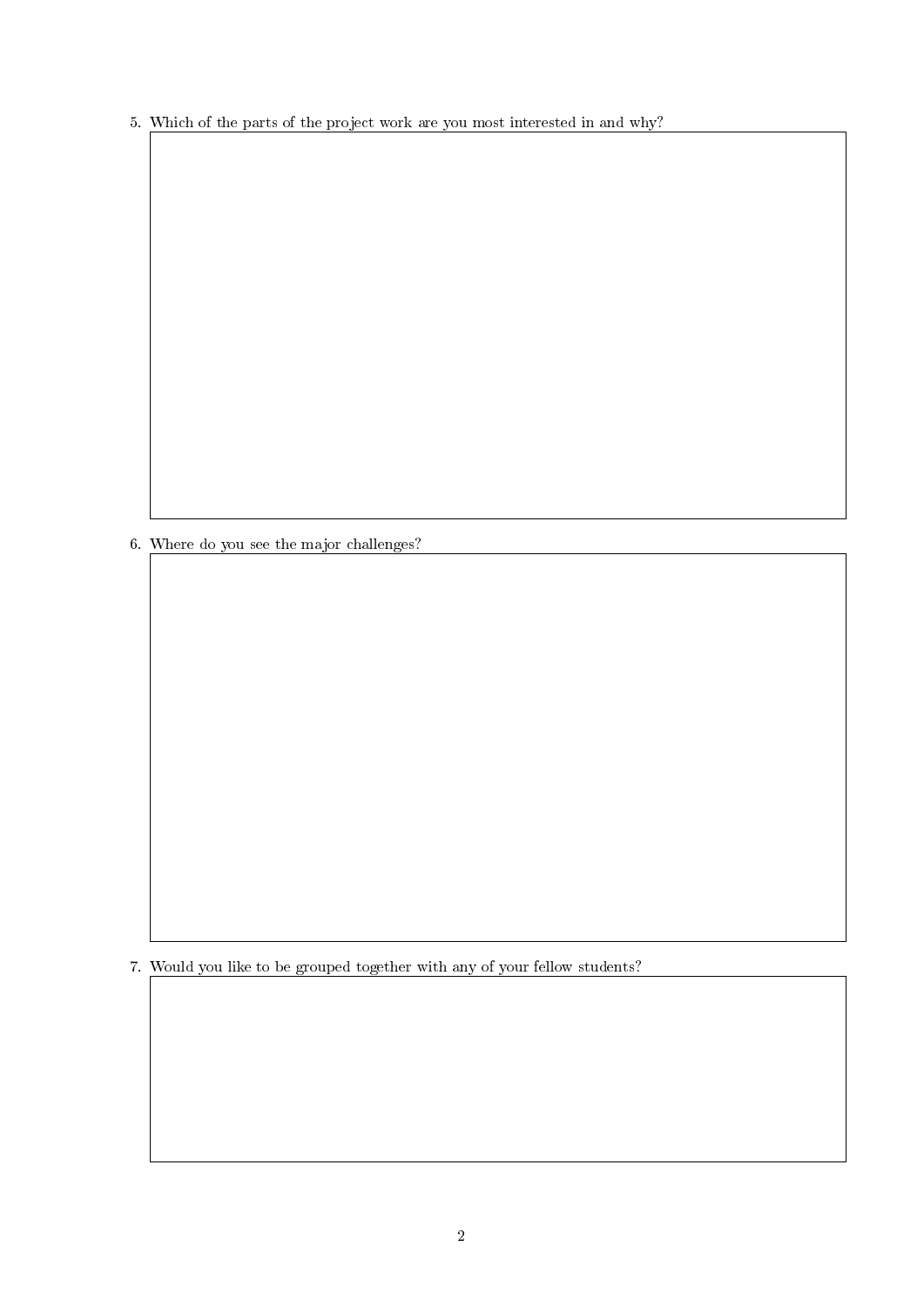5. Which of the parts of the project work are you most interested in and why?

6. Where do you see the major challenges?

7. Would you like to be grouped together with any of your fellow students?